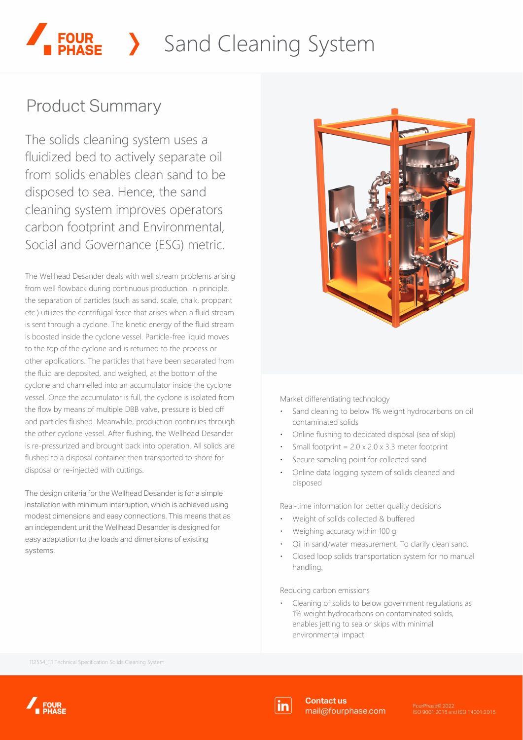# Sand Cleaning System

## Product Summary

The solids cleaning system uses a fluidized bed to actively separate oil from solids enables clean sand to be disposed to sea. Hence, the sand cleaning system improves operators carbon footprint and Environmental, Social and Governance (ESG) metric.

The Wellhead Desander deals with well stream problems arising from well flowback during continuous production. In principle, the separation of particles (such as sand, scale, chalk, proppant etc.) utilizes the centrifugal force that arises when a fluid stream is sent through a cyclone. The kinetic energy of the fluid stream is boosted inside the cyclone vessel. Particle-free liquid moves to the top of the cyclone and is returned to the process or other applications. The particles that have been separated from the fluid are deposited, and weighed, at the bottom of the cyclone and channelled into an accumulator inside the cyclone vessel. Once the accumulator is full, the cyclone is isolated from the flow by means of multiple DBB valve, pressure is bled off and particles flushed. Meanwhile, production continues through the other cyclone vessel. After flushing, the Wellhead Desander is re-pressurized and brought back into operation. All solids are flushed to a disposal container then transported to shore for disposal or re-injected with cuttings.

The design criteria for the Wellhead Desander is for a simple installation with minimum interruption, which is achieved using modest dimensions and easy connections. This means that as an independent unit the Wellhead Desander is designed for easy adaptation to the loads and dimensions of existing systems.

Market differentiating technology

- Sand cleaning to below 1% weight hydrocarbons on oil contaminated solids
- Online flushing to dedicated disposal (sea of skip)
- Small footprint = 2.0 x 2.0 x 3.3 meter footprint
- Secure sampling point for collected sand
- Online data logging system of solids cleaned and disposed

Real-time information for better quality decisions

- Weight of solids collected & buffered
- Weighing accuracy within 100 g
- Oil in sand/water measurement. To clarify clean sand.
- Closed loop solids transportation system for no manual handling.

Reducing carbon emissions

- Cleaning of solids to below government regulations as 1% weight hydrocarbons on contaminated solids, enables jetting to sea or skips with minimal environmental impact

112554_1.1 Technical Specification Solids Cleaning System

**Contact us**
mail@fourphase.com

FourPhase© 2022
ISO 9001:2015 and ISO 14001:2015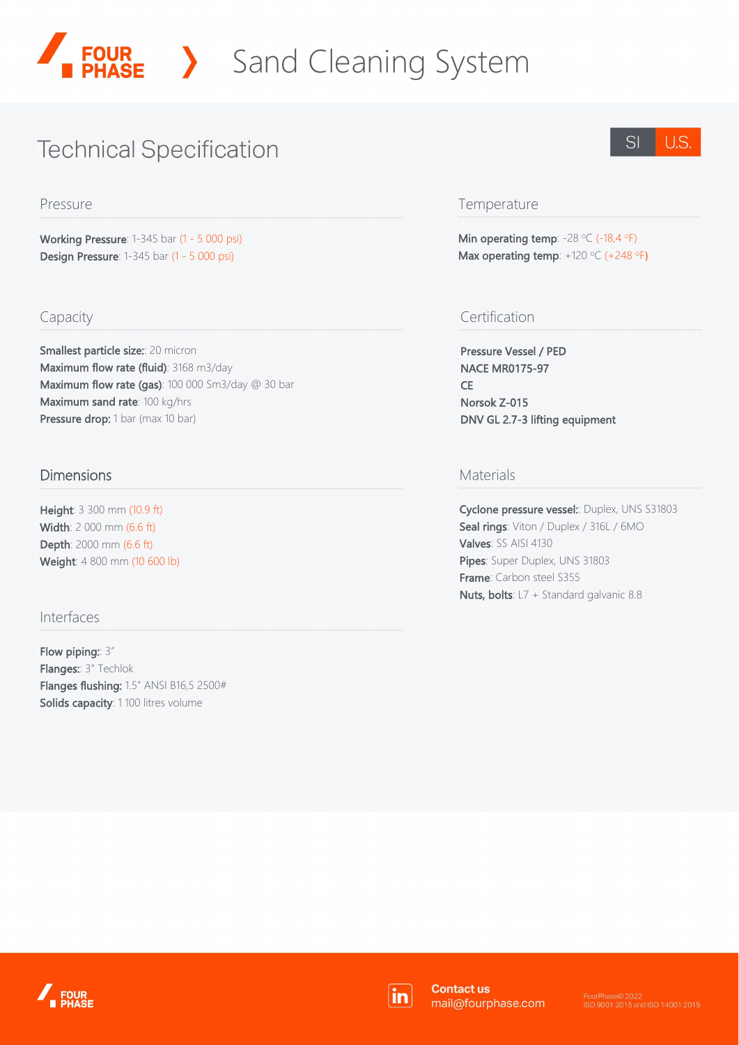# Sand Cleaning System

## Technical Specification

SI U.S.

### Pressure

**Working Pressure**: 1-345 bar (1 - 5 000 psi)
**Design Pressure**: 1-345 bar (1 - 5 000 psi)

### Temperature

**Min operating temp**: -28 ºC (-18,4 ºF)
**Max operating temp**: +120 ºC (+248 ºF)

### Capacity

**Smallest particle size:**: 20 micron
**Maximum flow rate (fluid)**: 3168 m3/day
**Maximum flow rate (gas)**: 100 000 Sm3/day @ 30 bar
**Maximum sand rate**: 100 kg/hrs
**Pressure drop:** 1 bar (max 10 bar)

### Certification

**Pressure Vessel / PED**
**NACE MR0175-97**
**CE**
**Norsok Z-015**
**DNV GL 2.7-3 lifting equipment**

### Dimensions

**Height**: 3 300 mm (10.9 ft)
**Width**: 2 000 mm (6.6 ft)
**Depth**: 2000 mm (6.6 ft)
**Weight**: 4 800 mm (10 600 lb)

### Materials

**Cyclone pressure vessel:**: Duplex, UNS S31803
**Seal rings**: Viton / Duplex / 316L / 6MO
**Valves**: SS AISI 4130
**Pipes**: Super Duplex, UNS 31803
**Frame**: Carbon steel S355
**Nuts, bolts**: L7 + Standard galvanic 8.8

### Interfaces

**Flow piping:**: 3”
**Flanges:**: 3” Techlok
**Flanges flushing:** 1.5” ANSI B16,5 2500#
**Solids capacity**: 1 100 litres volume

**Contact us**
mail@fourphase.com

FourPhase© 2022
ISO 9001:2015 and ISO 14001:2015